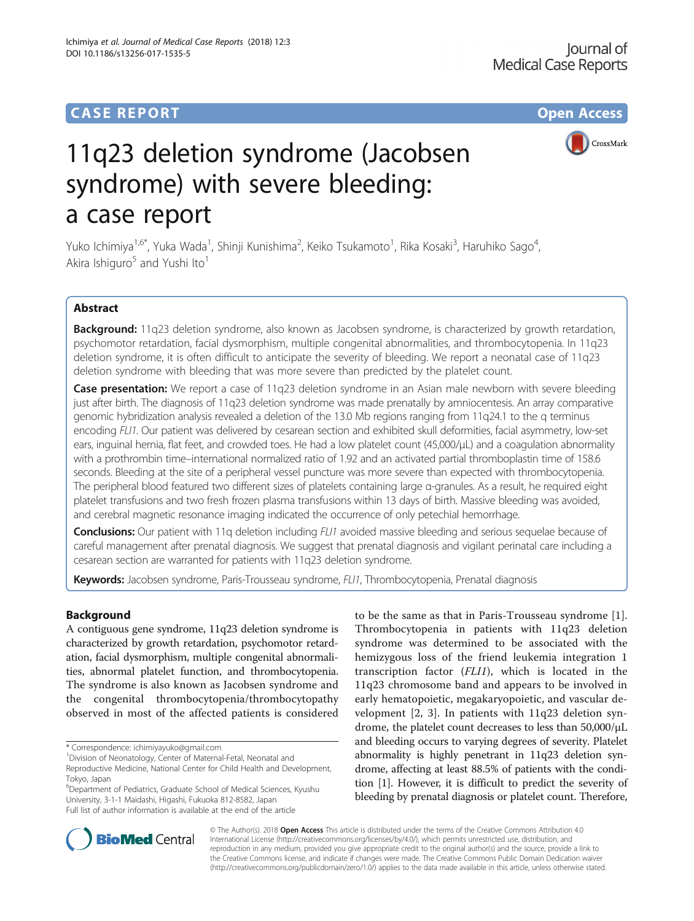# 11q23 deletion syndrome (Jacobsen syndrome) with severe bleeding: a case report

Yuko Ichimiya[1,6*], Yuka Wada[1], Shinji Kunishima[2], Keiko Tsukamoto[1], Rika Kosaki[3], Haruhiko Sago[4], Akira Ishiguro[5] and Yushi Ito[1]

## Abstract

**Background:** 11q23 deletion syndrome, also known as Jacobsen syndrome, is characterized by growth retardation, psychomotor retardation, facial dysmorphism, multiple congenital abnormalities, and thrombocytopenia. In 11q23 deletion syndrome, it is often difficult to anticipate the severity of bleeding. We report a neonatal case of 11q23 deletion syndrome with bleeding that was more severe than predicted by the platelet count.

**Case presentation:** We report a case of 11q23 deletion syndrome in an Asian male newborn with severe bleeding just after birth. The diagnosis of 11q23 deletion syndrome was made prenatally by amniocentesis. An array comparative genomic hybridization analysis revealed a deletion of the 13.0 Mb regions ranging from 11q24.1 to the q terminus encoding *FLI1*. Our patient was delivered by cesarean section and exhibited skull deformities, facial asymmetry, low-set ears, inguinal hernia, flat feet, and crowded toes. He had a low platelet count (45,000/μL) and a coagulation abnormality with a prothrombin time–international normalized ratio of 1.92 and an activated partial thromboplastin time of 158.6 seconds. Bleeding at the site of a peripheral vessel puncture was more severe than expected with thrombocytopenia. The peripheral blood featured two different sizes of platelets containing large α-granules. As a result, he required eight platelet transfusions and two fresh frozen plasma transfusions within 13 days of birth. Massive bleeding was avoided, and cerebral magnetic resonance imaging indicated the occurrence of only petechial hemorrhage.

**Conclusions:** Our patient with 11q deletion including *FLI1* avoided massive bleeding and serious sequelae because of careful management after prenatal diagnosis. We suggest that prenatal diagnosis and vigilant perinatal care including a cesarean section are warranted for patients with 11q23 deletion syndrome.

**Keywords:** Jacobsen syndrome, Paris-Trousseau syndrome, *FLI1*, Thrombocytopenia, Prenatal diagnosis

## Background

A contiguous gene syndrome, 11q23 deletion syndrome is characterized by growth retardation, psychomotor retardation, facial dysmorphism, multiple congenital abnormalities, abnormal platelet function, and thrombocytopenia. The syndrome is also known as Jacobsen syndrome and the congenital thrombocytopenia/thrombocytopathy observed in most of the affected patients is considered to be the same as that in Paris-Trousseau syndrome [1]. Thrombocytopenia in patients with 11q23 deletion syndrome was determined to be associated with the hemizygous loss of the friend leukemia integration 1 transcription factor (*FLI1*), which is located in the 11q23 chromosome band and appears to be involved in early hematopoietic, megakaryopoietic, and vascular development [2, 3]. In patients with 11q23 deletion syndrome, the platelet count decreases to less than 50,000/μL and bleeding occurs to varying degrees of severity. Platelet abnormality is highly penetrant in 11q23 deletion syndrome, affecting at least 88.5% of patients with the condition [1]. However, it is difficult to predict the severity of bleeding by prenatal diagnosis or platelet count. Therefore,

\* Correspondence: ichimiyayuko@gmail.com
[1]Division of Neonatology, Center of Maternal-Fetal, Neonatal and Reproductive Medicine, National Center for Child Health and Development, Tokyo, Japan
[6]Department of Pediatrics, Graduate School of Medical Sciences, Kyushu University, 3-1-1 Maidashi, Higashi, Fukuoka 812-8582, Japan
Full list of author information is available at the end of the article

© The Author(s). 2018 **Open Access** This article is distributed under the terms of the Creative Commons Attribution 4.0 International License (http://creativecommons.org/licenses/by/4.0/), which permits unrestricted use, distribution, and reproduction in any medium, provided you give appropriate credit to the original author(s) and the source, provide a link to the Creative Commons license, and indicate if changes were made. The Creative Commons Public Domain Dedication waiver (http://creativecommons.org/publicdomain/zero/1.0/) applies to the data made available in this article, unless otherwise stated.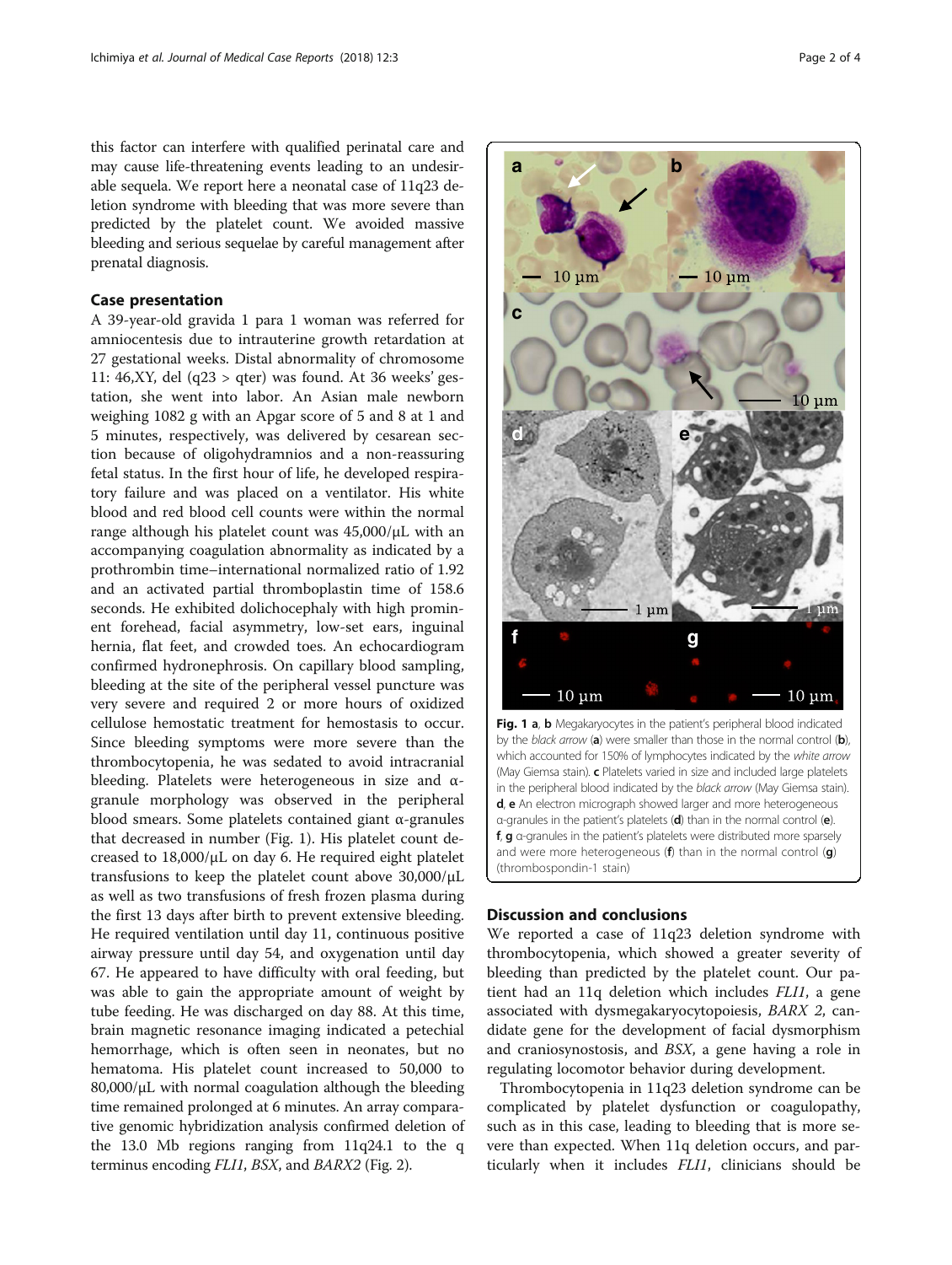this factor can interfere with qualified perinatal care and may cause life-threatening events leading to an undesirable sequela. We report here a neonatal case of 11q23 deletion syndrome with bleeding that was more severe than predicted by the platelet count. We avoided massive bleeding and serious sequelae by careful management after prenatal diagnosis.

## Case presentation

A 39-year-old gravida 1 para 1 woman was referred for amniocentesis due to intrauterine growth retardation at 27 gestational weeks. Distal abnormality of chromosome 11: 46,XY, del (q23 > qter) was found. At 36 weeks' gestation, she went into labor. An Asian male newborn weighing 1082 g with an Apgar score of 5 and 8 at 1 and 5 minutes, respectively, was delivered by cesarean section because of oligohydramnios and a non-reassuring fetal status. In the first hour of life, he developed respiratory failure and was placed on a ventilator. His white blood and red blood cell counts were within the normal range although his platelet count was 45,000/μL with an accompanying coagulation abnormality as indicated by a prothrombin time–international normalized ratio of 1.92 and an activated partial thromboplastin time of 158.6 seconds. He exhibited dolichocephaly with high prominent forehead, facial asymmetry, low-set ears, inguinal hernia, flat feet, and crowded toes. An echocardiogram confirmed hydronephrosis. On capillary blood sampling, bleeding at the site of the peripheral vessel puncture was very severe and required 2 or more hours of oxidized cellulose hemostatic treatment for hemostasis to occur. Since bleeding symptoms were more severe than the thrombocytopenia, he was sedated to avoid intracranial bleeding. Platelets were heterogeneous in size and α-granule morphology was observed in the peripheral blood smears. Some platelets contained giant α-granules that decreased in number (Fig. 1). His platelet count decreased to 18,000/μL on day 6. He required eight platelet transfusions to keep the platelet count above 30,000/μL as well as two transfusions of fresh frozen plasma during the first 13 days after birth to prevent extensive bleeding. He required ventilation until day 11, continuous positive airway pressure until day 54, and oxygenation until day 67. He appeared to have difficulty with oral feeding, but was able to gain the appropriate amount of weight by tube feeding. He was discharged on day 88. At this time, brain magnetic resonance imaging indicated a petechial hemorrhage, which is often seen in neonates, but no hematoma. His platelet count increased to 50,000 to 80,000/μL with normal coagulation although the bleeding time remained prolonged at 6 minutes. An array comparative genomic hybridization analysis confirmed deletion of the 13.0 Mb regions ranging from 11q24.1 to the q terminus encoding *FLI1*, *BSX*, and *BARX2* (Fig. 2).

**Fig. 1** **a**, **b** Megakaryocytes in the patient's peripheral blood indicated by the *black arrow* (**a**) were smaller than those in the normal control (**b**), which accounted for 150% of lymphocytes indicated by the *white arrow* (May Giemsa stain). **c** Platelets varied in size and included large platelets in the peripheral blood indicated by the *black arrow* (May Giemsa stain). **d**, **e** An electron micrograph showed larger and more heterogeneous α-granules in the patient's platelets (**d**) than in the normal control (**e**). **f**, **g** α-granules in the patient's platelets were distributed more sparsely and were more heterogeneous (**f**) than in the normal control (**g**) (thrombospondin-1 stain)

## Discussion and conclusions

We reported a case of 11q23 deletion syndrome with thrombocytopenia, which showed a greater severity of bleeding than predicted by the platelet count. Our patient had an 11q deletion which includes *FLI1*, a gene associated with dysmegakaryocytopoiesis, *BARX 2*, candidate gene for the development of facial dysmorphism and craniosynostosis, and *BSX*, a gene having a role in regulating locomotor behavior during development.

Thrombocytopenia in 11q23 deletion syndrome can be complicated by platelet dysfunction or coagulopathy, such as in this case, leading to bleeding that is more severe than expected. When 11q deletion occurs, and particularly when it includes *FLI1*, clinicians should be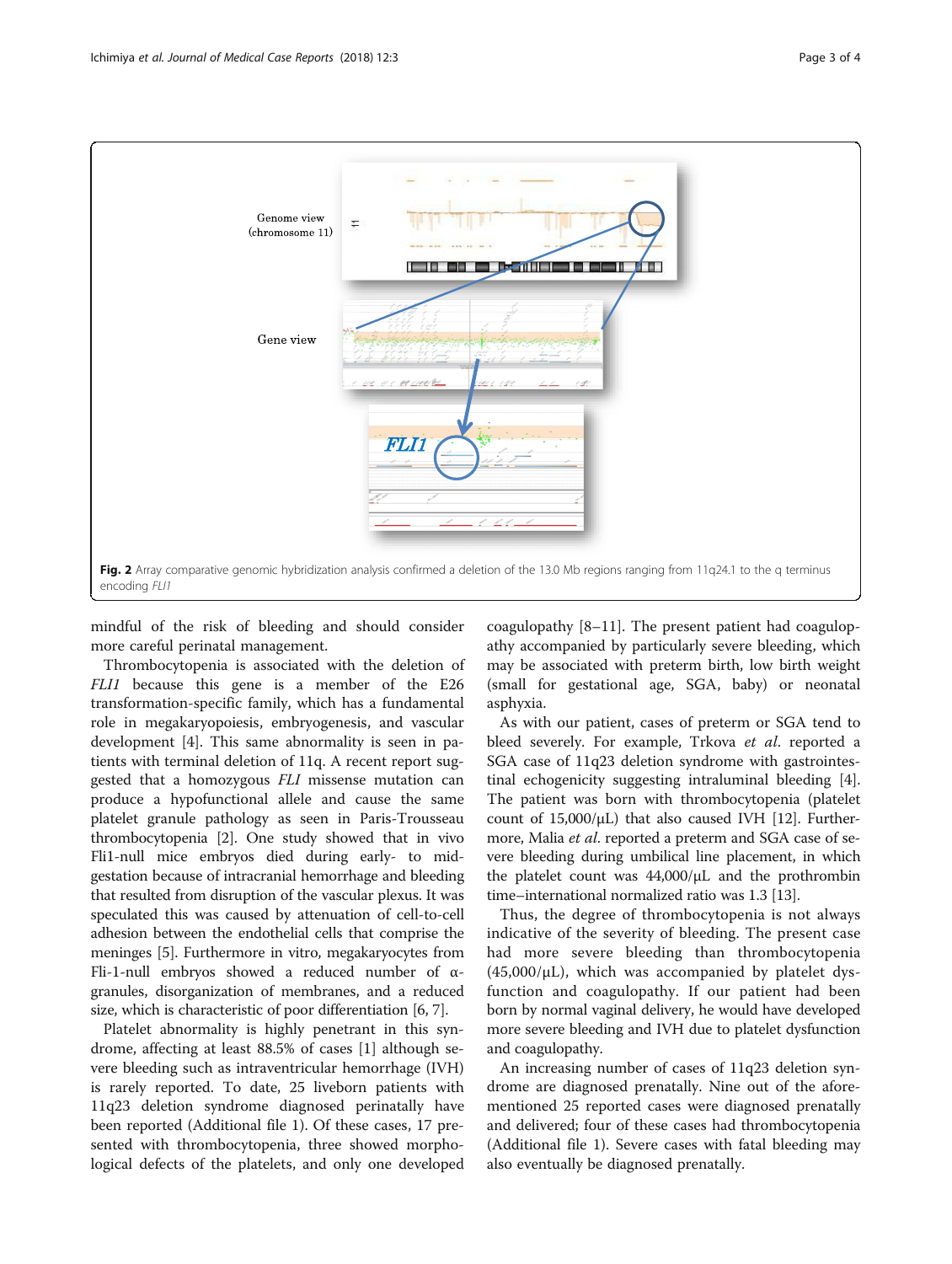Fig. 2 Array comparative genomic hybridization analysis confirmed a deletion of the 13.0 Mb regions ranging from 11q24.1 to the q terminus encoding *FLI1*

mindful of the risk of bleeding and should consider more careful perinatal management.

Thrombocytopenia is associated with the deletion of *FLI1* because this gene is a member of the E26 transformation-specific family, which has a fundamental role in megakaryopoiesis, embryogenesis, and vascular development [4]. This same abnormality is seen in patients with terminal deletion of 11q. A recent report suggested that a homozygous *FLI* missense mutation can produce a hypofunctional allele and cause the same platelet granule pathology as seen in Paris-Trousseau thrombocytopenia [2]. One study showed that in vivo Fli1-null mice embryos died during early- to mid-gestation because of intracranial hemorrhage and bleeding that resulted from disruption of the vascular plexus. It was speculated this was caused by attenuation of cell-to-cell adhesion between the endothelial cells that comprise the meninges [5]. Furthermore in vitro, megakaryocytes from Fli-1-null embryos showed a reduced number of α-granules, disorganization of membranes, and a reduced size, which is characteristic of poor differentiation [6, 7].

Platelet abnormality is highly penetrant in this syndrome, affecting at least 88.5% of cases [1] although severe bleeding such as intraventricular hemorrhage (IVH) is rarely reported. To date, 25 liveborn patients with 11q23 deletion syndrome diagnosed perinatally have been reported (Additional file 1). Of these cases, 17 presented with thrombocytopenia, three showed morphological defects of the platelets, and only one developed coagulopathy [8–11]. The present patient had coagulopathy accompanied by particularly severe bleeding, which may be associated with preterm birth, low birth weight (small for gestational age, SGA, baby) or neonatal asphyxia.

As with our patient, cases of preterm or SGA tend to bleed severely. For example, Trkova *et al.* reported a SGA case of 11q23 deletion syndrome with gastrointestinal echogenicity suggesting intraluminal bleeding [4]. The patient was born with thrombocytopenia (platelet count of 15,000/μL) that also caused IVH [12]. Furthermore, Malia *et al.* reported a preterm and SGA case of severe bleeding during umbilical line placement, in which the platelet count was 44,000/μL and the prothrombin time–international normalized ratio was 1.3 [13].

Thus, the degree of thrombocytopenia is not always indicative of the severity of bleeding. The present case had more severe bleeding than thrombocytopenia (45,000/μL), which was accompanied by platelet dysfunction and coagulopathy. If our patient had been born by normal vaginal delivery, he would have developed more severe bleeding and IVH due to platelet dysfunction and coagulopathy.

An increasing number of cases of 11q23 deletion syndrome are diagnosed prenatally. Nine out of the aforementioned 25 reported cases were diagnosed prenatally and delivered; four of these cases had thrombocytopenia (Additional file 1). Severe cases with fatal bleeding may also eventually be diagnosed prenatally.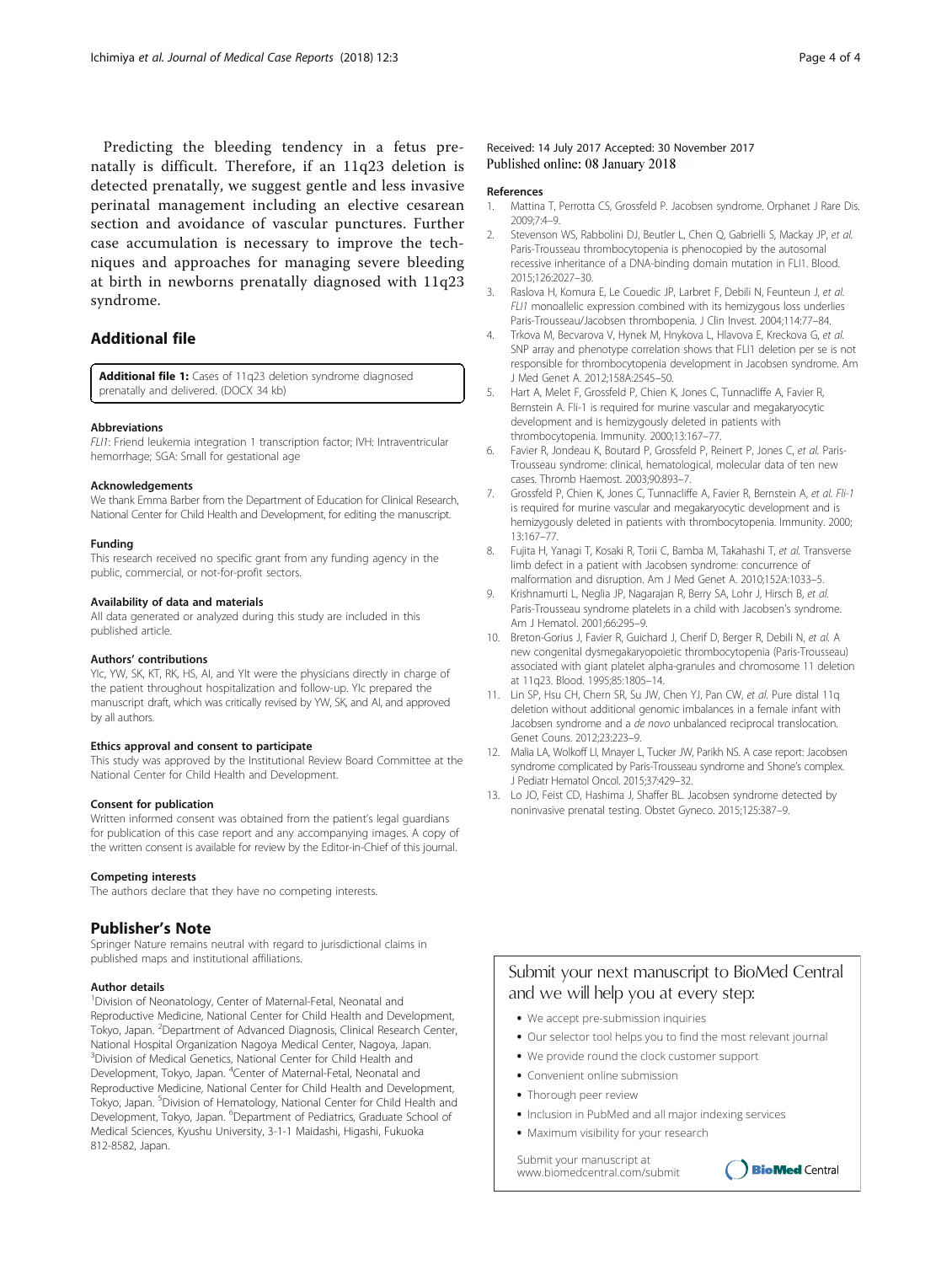Predicting the bleeding tendency in a fetus prenatally is difficult. Therefore, if an 11q23 deletion is detected prenatally, we suggest gentle and less invasive perinatal management including an elective cesarean section and avoidance of vascular punctures. Further case accumulation is necessary to improve the techniques and approaches for managing severe bleeding at birth in newborns prenatally diagnosed with 11q23 syndrome.

## Additional file

**Additional file 1:** Cases of 11q23 deletion syndrome diagnosed prenatally and delivered. (DOCX 34 kb)

#### Abbreviations

*FLI1*: Friend leukemia integration 1 transcription factor; IVH: Intraventricular hemorrhage; SGA: Small for gestational age

#### Acknowledgements

We thank Emma Barber from the Department of Education for Clinical Research, National Center for Child Health and Development, for editing the manuscript.

#### Funding

This research received no specific grant from any funding agency in the public, commercial, or not-for-profit sectors.

#### Availability of data and materials

All data generated or analyzed during this study are included in this published article.

#### Authors' contributions

YIc, YW, SK, KT, RK, HS, AI, and YIt were the physicians directly in charge of the patient throughout hospitalization and follow-up. YIc prepared the manuscript draft, which was critically revised by YW, SK, and AI, and approved by all authors.

#### Ethics approval and consent to participate

This study was approved by the Institutional Review Board Committee at the National Center for Child Health and Development.

#### Consent for publication

Written informed consent was obtained from the patient's legal guardians for publication of this case report and any accompanying images. A copy of the written consent is available for review by the Editor-in-Chief of this journal.

#### Competing interests

The authors declare that they have no competing interests.

## Publisher's Note

Springer Nature remains neutral with regard to jurisdictional claims in published maps and institutional affiliations.

#### Author details

[1]Division of Neonatology, Center of Maternal-Fetal, Neonatal and Reproductive Medicine, National Center for Child Health and Development, Tokyo, Japan. [2]Department of Advanced Diagnosis, Clinical Research Center, National Hospital Organization Nagoya Medical Center, Nagoya, Japan. [3]Division of Medical Genetics, National Center for Child Health and Development, Tokyo, Japan. [4]Center of Maternal-Fetal, Neonatal and Reproductive Medicine, National Center for Child Health and Development, Tokyo, Japan. [5]Division of Hematology, National Center for Child Health and Development, Tokyo, Japan. [6]Department of Pediatrics, Graduate School of Medical Sciences, Kyushu University, 3-1-1 Maidashi, Higashi, Fukuoka 812-8582, Japan.

Received: 14 July 2017 Accepted: 30 November 2017
Published online: 08 January 2018

#### References

1. Mattina T, Perrotta CS, Grossfeld P. Jacobsen syndrome. Orphanet J Rare Dis. 2009;7:4–9.
2. Stevenson WS, Rabbolini DJ, Beutler L, Chen Q, Gabrielli S, Mackay JP, *et al.* Paris-Trousseau thrombocytopenia is phenocopied by the autosomal recessive inheritance of a DNA-binding domain mutation in FLI1. Blood. 2015;126:2027–30.
3. Raslova H, Komura E, Le Couedic JP, Larbret F, Debili N, Feunteun J, *et al.* *FLI1* monoallelic expression combined with its hemizygous loss underlies Paris-Trousseau/Jacobsen thrombopenia. J Clin Invest. 2004;114:77–84.
4. Trkova M, Becvarova V, Hynek M, Hnykova L, Hlavova E, Kreckova G, *et al.* SNP array and phenotype correlation shows that FLI1 deletion per se is not responsible for thrombocytopenia development in Jacobsen syndrome. Am J Med Genet A. 2012;158A:2545–50.
5. Hart A, Melet F, Grossfeld P, Chien K, Jones C, Tunnacliffe A, Favier R, Bernstein A. Fli-1 is required for murine vascular and megakaryocytic development and is hemizygously deleted in patients with thrombocytopenia. Immunity. 2000;13:167–77.
6. Favier R, Jondeau K, Boutard P, Grossfeld P, Reinert P, Jones C, *et al.* Paris-Trousseau syndrome: clinical, hematological, molecular data of ten new cases. Thromb Haemost. 2003;90:893–7.
7. Grossfeld P, Chien K, Jones C, Tunnacliffe A, Favier R, Bernstein A, *et al.* *Fli-1* is required for murine vascular and megakaryocytic development and is hemizygously deleted in patients with thrombocytopenia. Immunity. 2000; 13:167–77.
8. Fujita H, Yanagi T, Kosaki R, Torii C, Bamba M, Takahashi T, *et al.* Transverse limb defect in a patient with Jacobsen syndrome: concurrence of malformation and disruption. Am J Med Genet A. 2010;152A:1033–5.
9. Krishnamurti L, Neglia JP, Nagarajan R, Berry SA, Lohr J, Hirsch B, *et al.* Paris-Trousseau syndrome platelets in a child with Jacobsen's syndrome. Am J Hematol. 2001;66:295–9.
10. Breton-Gorius J, Favier R, Guichard J, Cherif D, Berger R, Debili N, *et al.* A new congenital dysmegakaryopoietic thrombocytopenia (Paris-Trousseau) associated with giant platelet alpha-granules and chromosome 11 deletion at 11q23. Blood. 1995;85:1805–14.
11. Lin SP, Hsu CH, Chern SR, Su JW, Chen YJ, Pan CW, *et al.* Pure distal 11q deletion without additional genomic imbalances in a female infant with Jacobsen syndrome and a *de novo* unbalanced reciprocal translocation. Genet Couns. 2012;23:223–9.
12. Malia LA, Wolkoff LI, Mnayer L, Tucker JW, Parikh NS. A case report: Jacobsen syndrome complicated by Paris-Trousseau syndrome and Shone's complex. J Pediatr Hematol Oncol. 2015;37:429–32.
13. Lo JO, Feist CD, Hashima J, Shaffer BL. Jacobsen syndrome detected by noninvasive prenatal testing. Obstet Gyneco. 2015;125:387–9.